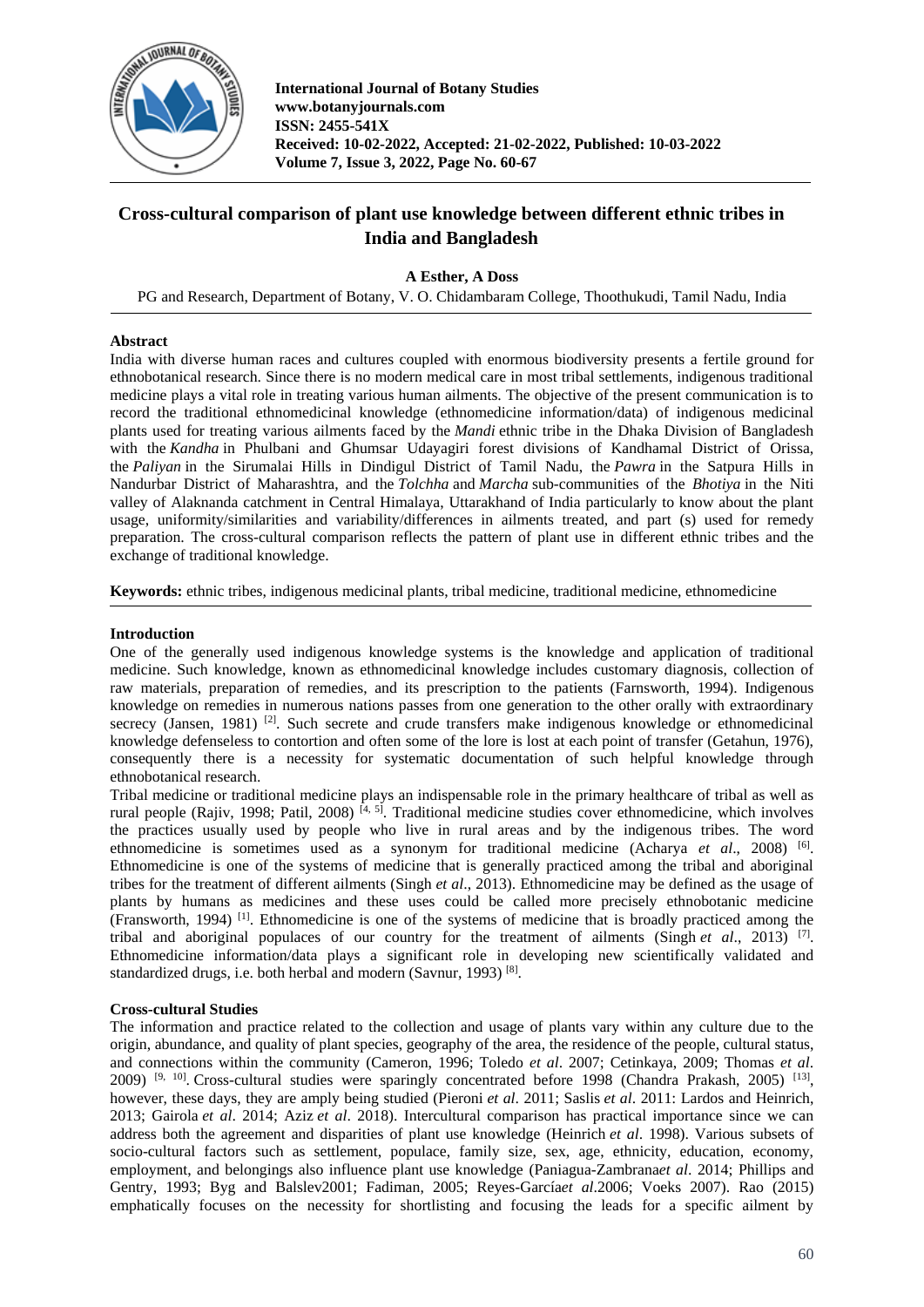International Journal of Botany Studies
www.botanyjournals.com
ISSN: 2455-541X
Received: 10-02-2022, Accepted: 21-02-2022, Published: 10-03-2022
Volume 7, Issue 3, 2022, Page No. 60-67

# Cross-cultural comparison of plant use knowledge between different ethnic tribes in India and Bangladesh

**A Esther, A Doss**

PG and Research, Department of Botany, V. O. Chidambaram College, Thoothukudi, Tamil Nadu, India

## Abstract

India with diverse human races and cultures coupled with enormous biodiversity presents a fertile ground for ethnobotanical research. Since there is no modern medical care in most tribal settlements, indigenous traditional medicine plays a vital role in treating various human ailments. The objective of the present communication is to record the traditional ethnomedicinal knowledge (ethnomedicine information/data) of indigenous medicinal plants used for treating various ailments faced by the *Mandi* ethnic tribe in the Dhaka Division of Bangladesh with the *Kandha* in Phulbani and Ghumsar Udayagiri forest divisions of Kandhamal District of Orissa, the *Paliyan* in the Sirumalai Hills in Dindigul District of Tamil Nadu, the *Pawra* in the Satpura Hills in Nandurbar District of Maharashtra, and the *Tolchha* and *Marcha* sub-communities of the *Bhotiya* in the Niti valley of Alaknanda catchment in Central Himalaya, Uttarakhand of India particularly to know about the plant usage, uniformity/similarities and variability/differences in ailments treated, and part (s) used for remedy preparation. The cross-cultural comparison reflects the pattern of plant use in different ethnic tribes and the exchange of traditional knowledge.

**Keywords:** ethnic tribes, indigenous medicinal plants, tribal medicine, traditional medicine, ethnomedicine

## Introduction

One of the generally used indigenous knowledge systems is the knowledge and application of traditional medicine. Such knowledge, known as ethnomedicinal knowledge includes customary diagnosis, collection of raw materials, preparation of remedies, and its prescription to the patients (Farnsworth, 1994). Indigenous knowledge on remedies in numerous nations passes from one generation to the other orally with extraordinary secrecy (Jansen, 1981) [2]. Such secrete and crude transfers make indigenous knowledge or ethnomedicinal knowledge defenseless to contortion and often some of the lore is lost at each point of transfer (Getahun, 1976), consequently there is a necessity for systematic documentation of such helpful knowledge through ethnobotanical research.

Tribal medicine or traditional medicine plays an indispensable role in the primary healthcare of tribal as well as rural people (Rajiv, 1998; Patil, 2008) [4, 5]. Traditional medicine studies cover ethnomedicine, which involves the practices usually used by people who live in rural areas and by the indigenous tribes. The word ethnomedicine is sometimes used as a synonym for traditional medicine (Acharya *et al*., 2008) [6]. Ethnomedicine is one of the systems of medicine that is generally practiced among the tribal and aboriginal tribes for the treatment of different ailments (Singh *et al*., 2013). Ethnomedicine may be defined as the usage of plants by humans as medicines and these uses could be called more precisely ethnobotanic medicine (Fransworth, 1994) [1]. Ethnomedicine is one of the systems of medicine that is broadly practiced among the tribal and aboriginal populaces of our country for the treatment of ailments (Singh *et al*., 2013) [7]. Ethnomedicine information/data plays a significant role in developing new scientifically validated and standardized drugs, i.e. both herbal and modern (Savnur, 1993) [8].

### Cross-cultural Studies

The information and practice related to the collection and usage of plants vary within any culture due to the origin, abundance, and quality of plant species, geography of the area, the residence of the people, cultural status, and connections within the community (Cameron, 1996; Toledo *et al*. 2007; Cetinkaya, 2009; Thomas *et al*. 2009) [9, 10]. Cross-cultural studies were sparingly concentrated before 1998 (Chandra Prakash, 2005) [13], however, these days, they are amply being studied (Pieroni *et al*. 2011; Saslis *et al*. 2011: Lardos and Heinrich, 2013; Gairola *et al*. 2014; Aziz *et al*. 2018). Intercultural comparison has practical importance since we can address both the agreement and disparities of plant use knowledge (Heinrich *et al*. 1998). Various subsets of socio-cultural factors such as settlement, populace, family size, sex, age, ethnicity, education, economy, employment, and belongings also influence plant use knowledge (Paniagua-Zambrana*et al*. 2014; Phillips and Gentry, 1993; Byg and Balslev2001; Fadiman, 2005; Reyes-García*et al*.2006; Voeks 2007). Rao (2015) emphatically focuses on the necessity for shortlisting and focusing the leads for a specific ailment by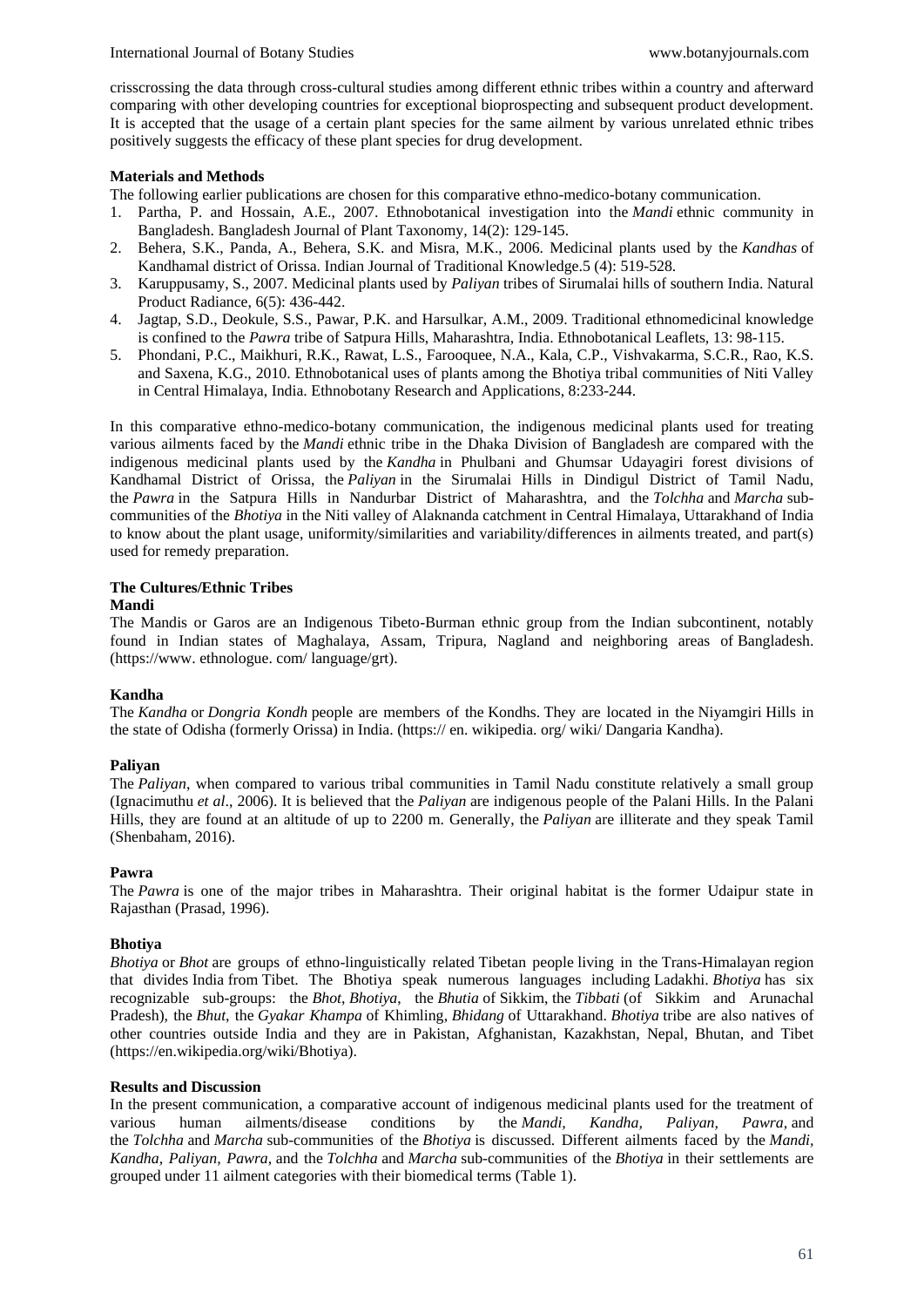crisscrossing the data through cross-cultural studies among different ethnic tribes within a country and afterward comparing with other developing countries for exceptional bioprospecting and subsequent product development. It is accepted that the usage of a certain plant species for the same ailment by various unrelated ethnic tribes positively suggests the efficacy of these plant species for drug development.

**Materials and Methods**

The following earlier publications are chosen for this comparative ethno-medico-botany communication.

1. Partha, P. and Hossain, A.E., 2007. Ethnobotanical investigation into the *Mandi* ethnic community in Bangladesh. Bangladesh Journal of Plant Taxonomy, 14(2): 129-145.
2. Behera, S.K., Panda, A., Behera, S.K. and Misra, M.K., 2006. Medicinal plants used by the *Kandhas* of Kandhamal district of Orissa. Indian Journal of Traditional Knowledge.5 (4): 519-528.
3. Karuppusamy, S., 2007. Medicinal plants used by *Paliyan* tribes of Sirumalai hills of southern India. Natural Product Radiance, 6(5): 436-442.
4. Jagtap, S.D., Deokule, S.S., Pawar, P.K. and Harsulkar, A.M., 2009. Traditional ethnomedicinal knowledge is confined to the *Pawra* tribe of Satpura Hills, Maharashtra, India. Ethnobotanical Leaflets, 13: 98-115.
5. Phondani, P.C., Maikhuri, R.K., Rawat, L.S., Farooquee, N.A., Kala, C.P., Vishvakarma, S.C.R., Rao, K.S. and Saxena, K.G., 2010. Ethnobotanical uses of plants among the Bhotiya tribal communities of Niti Valley in Central Himalaya, India. Ethnobotany Research and Applications, 8:233-244.

In this comparative ethno-medico-botany communication, the indigenous medicinal plants used for treating various ailments faced by the *Mandi* ethnic tribe in the Dhaka Division of Bangladesh are compared with the indigenous medicinal plants used by the *Kandha* in Phulbani and Ghumsar Udayagiri forest divisions of Kandhamal District of Orissa, the *Paliyan* in the Sirumalai Hills in Dindigul District of Tamil Nadu, the *Pawra* in the Satpura Hills in Nandurbar District of Maharashtra, and the *Tolchha* and *Marcha* sub-communities of the *Bhotiya* in the Niti valley of Alaknanda catchment in Central Himalaya, Uttarakhand of India to know about the plant usage, uniformity/similarities and variability/differences in ailments treated, and part(s) used for remedy preparation.

**The Cultures/Ethnic Tribes**

**Mandi**

The Mandis or Garos are an Indigenous Tibeto-Burman ethnic group from the Indian subcontinent, notably found in Indian states of Maghalaya, Assam, Tripura, Nagland and neighboring areas of Bangladesh. (https://www. ethnologue. com/ language/grt).

**Kandha**

The *Kandha* or *Dongria Kondh* people are members of the Kondhs. They are located in the Niyamgiri Hills in the state of Odisha (formerly Orissa) in India. (https:// en. wikipedia. org/ wiki/ Dangaria Kandha).

**Paliyan**

The *Paliyan*, when compared to various tribal communities in Tamil Nadu constitute relatively a small group (Ignacimuthu *et al*., 2006). It is believed that the *Paliyan* are indigenous people of the Palani Hills. In the Palani Hills, they are found at an altitude of up to 2200 m. Generally, the *Paliyan* are illiterate and they speak Tamil (Shenbaham, 2016).

**Pawra**

The *Pawra* is one of the major tribes in Maharashtra. Their original habitat is the former Udaipur state in Rajasthan (Prasad, 1996).

**Bhotiya**

*Bhotiya* or *Bhot* are groups of ethno-linguistically related Tibetan people living in the Trans-Himalayan region that divides India from Tibet. The Bhotiya speak numerous languages including Ladakhi. *Bhotiya* has six recognizable sub-groups: the *Bhot*, *Bhotiya*, the *Bhutia* of Sikkim, the *Tibbati* (of Sikkim and Arunachal Pradesh), the *Bhut*, the *Gyakar Khampa* of Khimling, *Bhidang* of Uttarakhand. *Bhotiya* tribe are also natives of other countries outside India and they are in Pakistan, Afghanistan, Kazakhstan, Nepal, Bhutan, and Tibet (https://en.wikipedia.org/wiki/Bhotiya).

**Results and Discussion**

In the present communication, a comparative account of indigenous medicinal plants used for the treatment of various human ailments/disease conditions by the *Mandi*, *Kandha*, *Paliyan*, *Pawra*, and the *Tolchha* and *Marcha* sub-communities of the *Bhotiya* is discussed. Different ailments faced by the *Mandi*, *Kandha*, *Paliyan*, *Pawra*, and the *Tolchha* and *Marcha* sub-communities of the *Bhotiya* in their settlements are grouped under 11 ailment categories with their biomedical terms (Table 1).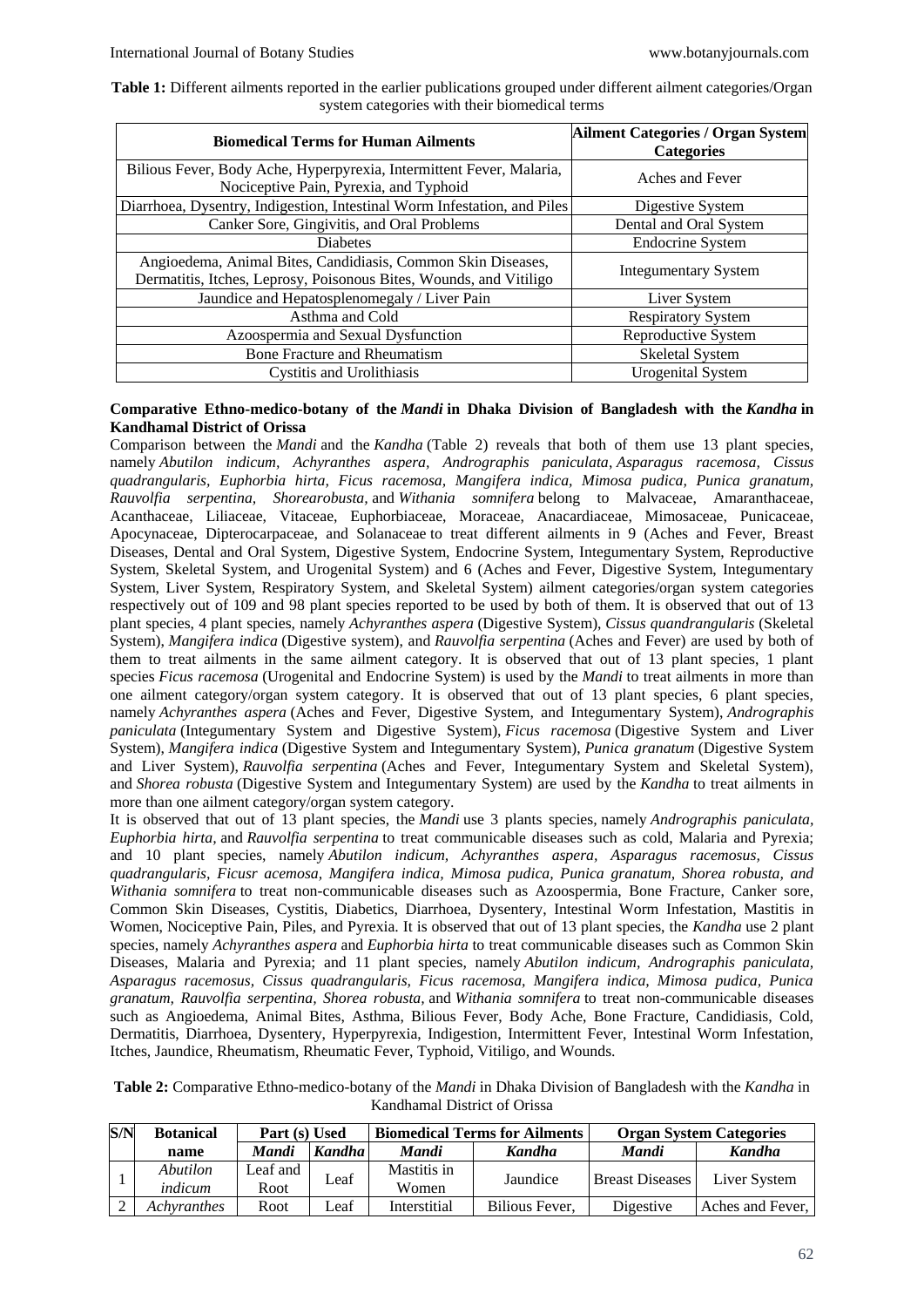**Table 1:** Different ailments reported in the earlier publications grouped under different ailment categories/Organ system categories with their biomedical terms

| Biomedical Terms for Human Ailments | Ailment Categories / Organ System Categories |
|---|---|
| Bilious Fever, Body Ache, Hyperpyrexia, Intermittent Fever, Malaria, Nociceptive Pain, Pyrexia, and Typhoid | Aches and Fever |
| Diarrhoea, Dysentry, Indigestion, Intestinal Worm Infestation, and Piles | Digestive System |
| Canker Sore, Gingivitis, and Oral Problems | Dental and Oral System |
| Diabetes | Endocrine System |
| Angioedema, Animal Bites, Candidiasis, Common Skin Diseases, Dermatitis, Itches, Leprosy, Poisonous Bites, Wounds, and Vitiligo | Integumentary System |
| Jaundice and Hepatosplenomegaly / Liver Pain | Liver System |
| Asthma and Cold | Respiratory System |
| Azoospermia and Sexual Dysfunction | Reproductive System |
| Bone Fracture and Rheumatism | Skeletal System |
| Cystitis and Urolithiasis | Urogenital System |

**Comparative Ethno-medico-botany of the *Mandi* in Dhaka Division of Bangladesh with the *Kandha* in Kandhamal District of Orissa**

Comparison between the *Mandi* and the *Kandha* (Table 2) reveals that both of them use 13 plant species, namely *Abutilon indicum, Achyranthes aspera, Andrographis paniculata, Asparagus racemosa, Cissus quadrangularis, Euphorbia hirta, Ficus racemosa, Mangifera indica, Mimosa pudica, Punica granatum, Rauvolfia serpentina, Shorearobusta,* and *Withania somnifera* belong to Malvaceae, Amaranthaceae, Acanthaceae, Liliaceae, Vitaceae, Euphorbiaceae, Moraceae, Anacardiaceae, Mimosaceae, Punicaceae, Apocynaceae, Dipterocarpaceae, and Solanaceae to treat different ailments in 9 (Aches and Fever, Breast Diseases, Dental and Oral System, Digestive System, Endocrine System, Integumentary System, Reproductive System, Skeletal System, and Urogenital System) and 6 (Aches and Fever, Digestive System, Integumentary System, Liver System, Respiratory System, and Skeletal System) ailment categories/organ system categories respectively out of 109 and 98 plant species reported to be used by both of them. It is observed that out of 13 plant species, 4 plant species, namely *Achyranthes aspera* (Digestive System), *Cissus quandrangularis* (Skeletal System), *Mangifera indica* (Digestive system), and *Rauvolfia serpentina* (Aches and Fever) are used by both of them to treat ailments in the same ailment category. It is observed that out of 13 plant species, 1 plant species *Ficus racemosa* (Urogenital and Endocrine System) is used by the *Mandi* to treat ailments in more than one ailment category/organ system category. It is observed that out of 13 plant species, 6 plant species, namely *Achyranthes aspera* (Aches and Fever, Digestive System, and Integumentary System), *Andrographis paniculata* (Integumentary System and Digestive System), *Ficus racemosa* (Digestive System and Liver System), *Mangifera indica* (Digestive System and Integumentary System), *Punica granatum* (Digestive System and Liver System), *Rauvolfia serpentina* (Aches and Fever, Integumentary System and Skeletal System), and *Shorea robusta* (Digestive System and Integumentary System) are used by the *Kandha* to treat ailments in more than one ailment category/organ system category.

It is observed that out of 13 plant species, the *Mandi* use 3 plants species, namely *Andrographis paniculata, Euphorbia hirta,* and *Rauvolfia serpentina* to treat communicable diseases such as cold, Malaria and Pyrexia; and 10 plant species, namely *Abutilon indicum, Achyranthes aspera, Asparagus racemosus, Cissus quadrangularis, Ficusr acemosa, Mangifera indica, Mimosa pudica, Punica granatum, Shorea robusta, and Withania somnifera* to treat non-communicable diseases such as Azoospermia, Bone Fracture, Canker sore, Common Skin Diseases, Cystitis, Diabetics, Diarrhoea, Dysentery, Intestinal Worm Infestation, Mastitis in Women, Nociceptive Pain, Piles, and Pyrexia. It is observed that out of 13 plant species, the *Kandha* use 2 plant species, namely *Achyranthes aspera* and *Euphorbia hirta* to treat communicable diseases such as Common Skin Diseases, Malaria and Pyrexia; and 11 plant species, namely *Abutilon indicum, Andrographis paniculata, Asparagus racemosus, Cissus quadrangularis, Ficus racemosa, Mangifera indica, Mimosa pudica, Punica granatum, Rauvolfia serpentina, Shorea robusta,* and *Withania somnifera* to treat non-communicable diseases such as Angioedema, Animal Bites, Asthma, Bilious Fever, Body Ache, Bone Fracture, Candidiasis, Cold, Dermatitis, Diarrhoea, Dysentery, Hyperpyrexia, Indigestion, Intermittent Fever, Intestinal Worm Infestation, Itches, Jaundice, Rheumatism, Rheumatic Fever, Typhoid, Vitiligo, and Wounds.

**Table 2:** Comparative Ethno-medico-botany of the *Mandi* in Dhaka Division of Bangladesh with the *Kandha* in Kandhamal District of Orissa

| S/N | Botanical name | Part (s) Used | | Biomedical Terms for Ailments | | Organ System Categories | |
|---|---|---|---|---|---|---|---|
| | | *Mandi* | *Kandha* | *Mandi* | *Kandha* | *Mandi* | *Kandha* |
| 1 | *Abutilon indicum* | Leaf and Root | Leaf | Mastitis in Women | Jaundice | Breast Diseases | Liver System |
| 2 | *Achyranthes* | Root | Leaf | Interstitial | Bilious Fever, | Digestive | Aches and Fever, |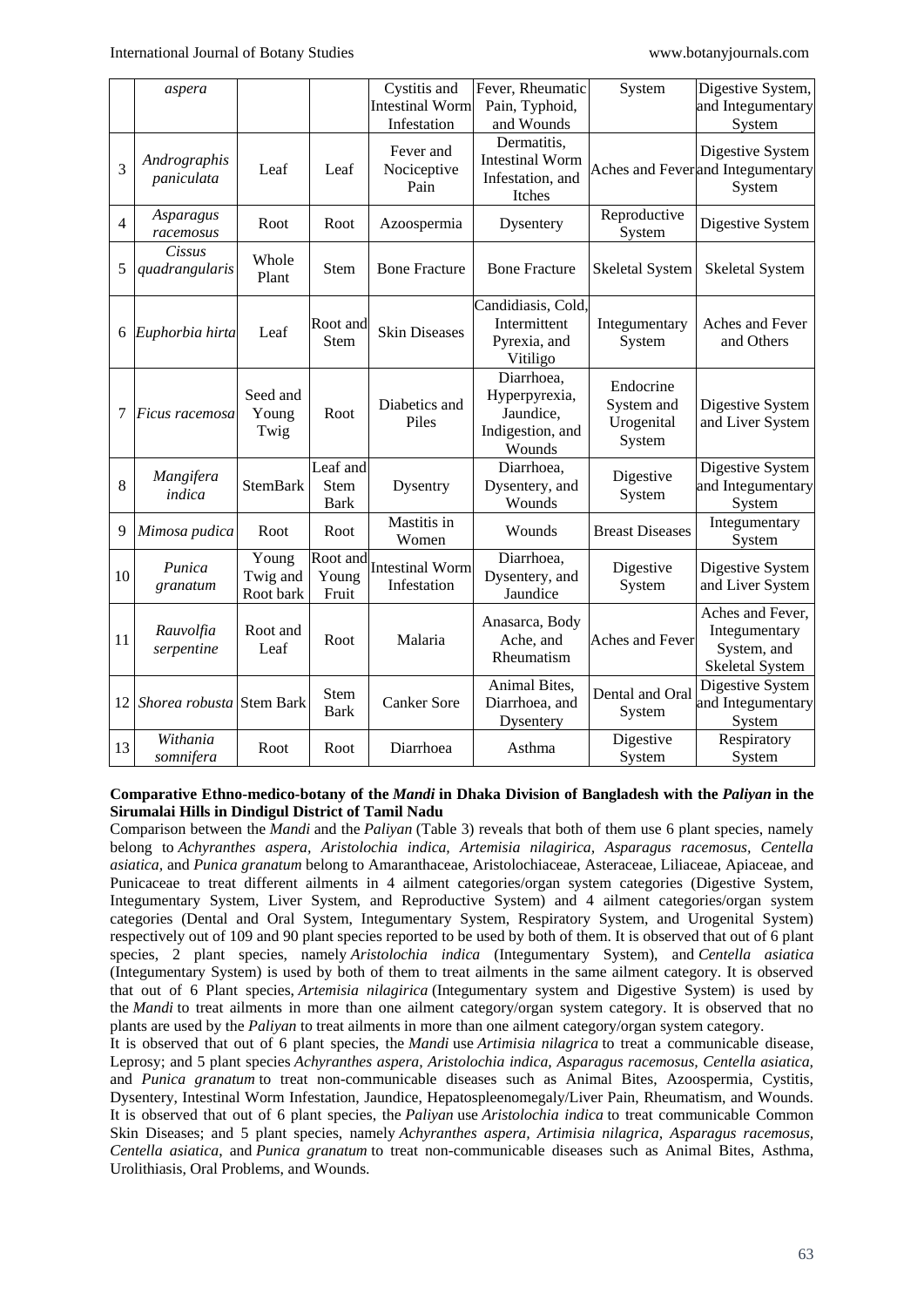|  | aspera |  |  | Cystitis and Intestinal Worm Infestation | Fever, Rheumatic Pain, Typhoid, and Wounds | System | Digestive System, and Integumentary System |
|---|---|---|---|---|---|---|---|
| 3 | *Andrographis paniculata* | Leaf | Leaf | Fever and Nociceptive Pain | Dermatitis, Intestinal Worm Infestation, and Itches | Aches and Fever | Digestive System and Integumentary System |
| 4 | *Asparagus racemosus* | Root | Root | Azoospermia | Dysentery | Reproductive System | Digestive System |
| 5 | *Cissus quadrangularis* | Whole Plant | Stem | Bone Fracture | Bone Fracture | Skeletal System | Skeletal System |
| 6 | *Euphorbia hirta* | Leaf | Root and Stem | Skin Diseases | Candidiasis, Cold, Intermittent Pyrexia, and Vitiligo | Integumentary System | Aches and Fever and Others |
| 7 | *Ficus racemosa* | Seed and Young Twig | Root | Diabetics and Piles | Diarrhoea, Hyperpyrexia, Jaundice, Indigestion, and Wounds | Endocrine System and Urogenital System | Digestive System and Liver System |
| 8 | *Mangifera indica* | StemBark | Leaf and Stem Bark | Dysentry | Diarrhoea, Dysentery, and Wounds | Digestive System | Digestive System and Integumentary System |
| 9 | *Mimosa pudica* | Root | Root | Mastitis in Women | Wounds | Breast Diseases | Integumentary System |
| 10 | *Punica granatum* | Young Twig and Root bark | Root and Young Fruit | Intestinal Worm Infestation | Diarrhoea, Dysentery, and Jaundice | Digestive System | Digestive System and Liver System |
| 11 | *Rauvolfia serpentine* | Root and Leaf | Root | Malaria | Anasarca, Body Ache, and Rheumatism | Aches and Fever | Aches and Fever, Integumentary System, and Skeletal System |
| 12 | *Shorea robusta* | Stem Bark | Stem Bark | Canker Sore | Animal Bites, Diarrhoea, and Dysentery | Dental and Oral System | Digestive System and Integumentary System |
| 13 | *Withania somnifera* | Root | Root | Diarrhoea | Asthma | Digestive System | Respiratory System |

**Comparative Ethno-medico-botany of the *Mandi* in Dhaka Division of Bangladesh with the *Paliyan* in the Sirumalai Hills in Dindigul District of Tamil Nadu**

Comparison between the *Mandi* and the *Paliyan* (Table 3) reveals that both of them use 6 plant species, namely belong to *Achyranthes aspera, Aristolochia indica, Artemisia nilagirica, Asparagus racemosus, Centella asiatica,* and *Punica granatum* belong to Amaranthaceae, Aristolochiaceae, Asteraceae, Liliaceae, Apiaceae, and Punicaceae to treat different ailments in 4 ailment categories/organ system categories (Digestive System, Integumentary System, Liver System, and Reproductive System) and 4 ailment categories/organ system categories (Dental and Oral System, Integumentary System, Respiratory System, and Urogenital System) respectively out of 109 and 90 plant species reported to be used by both of them. It is observed that out of 6 plant species, 2 plant species, namely *Aristolochia indica* (Integumentary System), and *Centella asiatica* (Integumentary System) is used by both of them to treat ailments in the same ailment category. It is observed that out of 6 Plant species, *Artemisia nilagirica* (Integumentary system and Digestive System) is used by the *Mandi* to treat ailments in more than one ailment category/organ system category. It is observed that no plants are used by the *Paliyan* to treat ailments in more than one ailment category/organ system category.

It is observed that out of 6 plant species, the *Mandi* use *Artimisia nilagrica* to treat a communicable disease, Leprosy; and 5 plant species *Achyranthes aspera, Aristolochia indica, Asparagus racemosus, Centella asiatica,* and *Punica granatum* to treat non-communicable diseases such as Animal Bites, Azoospermia, Cystitis, Dysentery, Intestinal Worm Infestation, Jaundice, Hepatospleenomegaly/Liver Pain, Rheumatism, and Wounds. It is observed that out of 6 plant species, the *Paliyan* use *Aristolochia indica* to treat communicable Common Skin Diseases; and 5 plant species, namely *Achyranthes aspera, Artimisia nilagrica, Asparagus racemosus, Centella asiatica,* and *Punica granatum* to treat non-communicable diseases such as Animal Bites, Asthma, Urolithiasis, Oral Problems, and Wounds.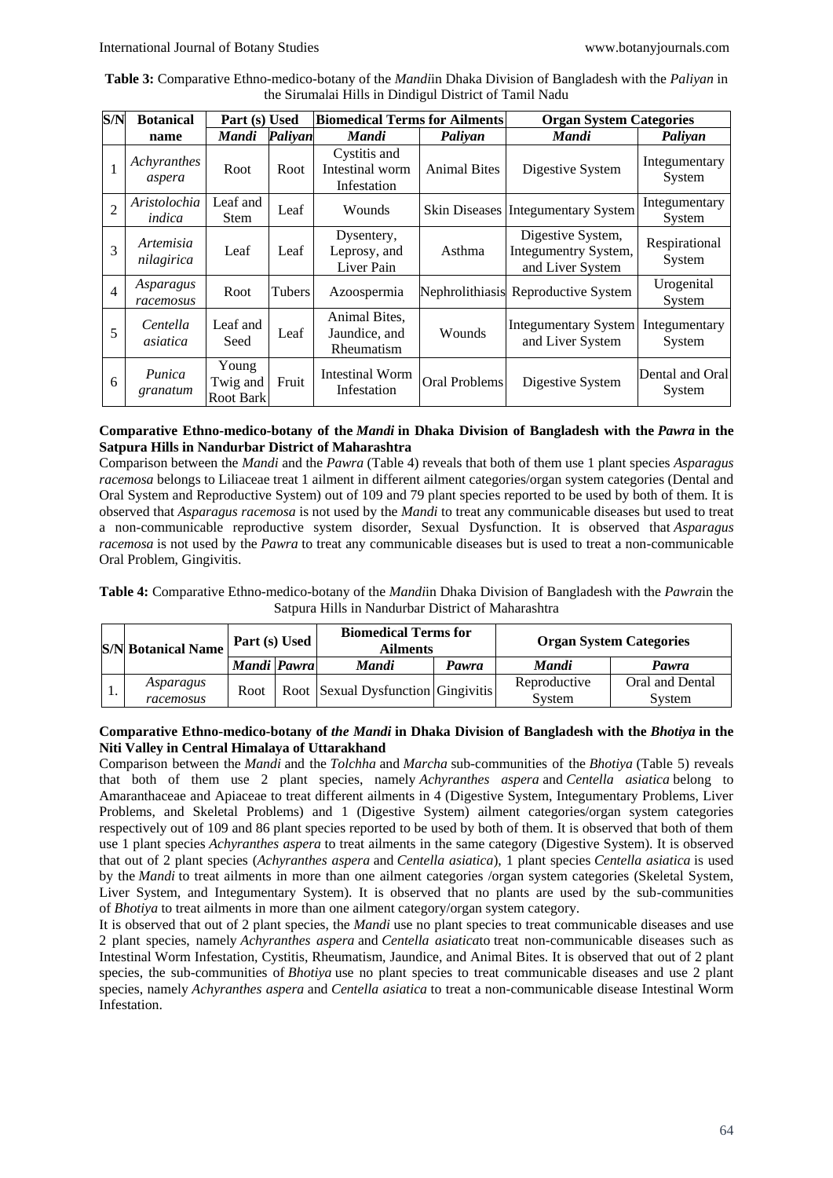**Table 3:** Comparative Ethno-medico-botany of the *Mandi*in Dhaka Division of Bangladesh with the *Paliyan* in the Sirumalai Hills in Dindigul District of Tamil Nadu

| S/N | Botanical name | Part (s) Used | | Biomedical Terms for Ailments | | Organ System Categories | |
|---|---|---|---|---|---|---|---|
| | | *Mandi* | *Paliyan* | *Mandi* | *Paliyan* | *Mandi* | *Paliyan* |
| 1 | *Achyranthes aspera* | Root | Root | Cystitis and Intestinal worm Infestation | Animal Bites | Digestive System | Integumentary System |
| 2 | *Aristolochia indica* | Leaf and Stem | Leaf | Wounds | Skin Diseases | Integumentary System | Integumentary System |
| 3 | *Artemisia nilagirica* | Leaf | Leaf | Dysentery, Leprosy, and Liver Pain | Asthma | Digestive System, Integumentry System, and Liver System | Respirational System |
| 4 | *Asparagus racemosus* | Root | Tubers | Azoospermia | Nephrolithiasis | Reproductive System | Urogenital System |
| 5 | *Centella asiatica* | Leaf and Seed | Leaf | Animal Bites, Jaundice, and Rheumatism | Wounds | Integumentary System and Liver System | Integumentary System |
| 6 | *Punica granatum* | Young Twig and Root Bark | Fruit | Intestinal Worm Infestation | Oral Problems | Digestive System | Dental and Oral System |

**Comparative Ethno-medico-botany of the *Mandi* in Dhaka Division of Bangladesh with the *Pawra* in the Satpura Hills in Nandurbar District of Maharashtra**

Comparison between the *Mandi* and the *Pawra* (Table 4) reveals that both of them use 1 plant species *Asparagus racemosa* belongs to Liliaceae treat 1 ailment in different ailment categories/organ system categories (Dental and Oral System and Reproductive System) out of 109 and 79 plant species reported to be used by both of them. It is observed that *Asparagus racemosa* is not used by the *Mandi* to treat any communicable diseases but used to treat a non-communicable reproductive system disorder, Sexual Dysfunction. It is observed that *Asparagus racemosa* is not used by the *Pawra* to treat any communicable diseases but is used to treat a non-communicable Oral Problem, Gingivitis.

**Table 4:** Comparative Ethno-medico-botany of the *Mandi*in Dhaka Division of Bangladesh with the *Pawra*in the Satpura Hills in Nandurbar District of Maharashtra

| S/N | Botanical Name | Part (s) Used | | Biomedical Terms for Ailments | | Organ System Categories | |
|---|---|---|---|---|---|---|---|
| | | *Mandi* | *Pawra* | *Mandi* | *Pawra* | *Mandi* | *Pawra* |
| 1. | *Asparagus racemosus* | Root | Root | Sexual Dysfunction | Gingivitis | Reproductive System | Oral and Dental System |

**Comparative Ethno-medico-botany of *the Mandi* in Dhaka Division of Bangladesh with the *Bhotiya* in the Niti Valley in Central Himalaya of Uttarakhand**

Comparison between the *Mandi* and the *Tolchha* and *Marcha* sub-communities of the *Bhotiya* (Table 5) reveals that both of them use 2 plant species, namely *Achyranthes aspera* and *Centella asiatica* belong to Amaranthaceae and Apiaceae to treat different ailments in 4 (Digestive System, Integumentary Problems, Liver Problems, and Skeletal Problems) and 1 (Digestive System) ailment categories/organ system categories respectively out of 109 and 86 plant species reported to be used by both of them. It is observed that both of them use 1 plant species *Achyranthes aspera* to treat ailments in the same category (Digestive System). It is observed that out of 2 plant species (*Achyranthes aspera* and *Centella asiatica*), 1 plant species *Centella asiatica* is used by the *Mandi* to treat ailments in more than one ailment categories /organ system categories (Skeletal System, Liver System, and Integumentary System). It is observed that no plants are used by the sub-communities of *Bhotiya* to treat ailments in more than one ailment category/organ system category.

It is observed that out of 2 plant species, the *Mandi* use no plant species to treat communicable diseases and use 2 plant species, namely *Achyranthes aspera* and *Centella asiatica*to treat non-communicable diseases such as Intestinal Worm Infestation, Cystitis, Rheumatism, Jaundice, and Animal Bites. It is observed that out of 2 plant species, the sub-communities of *Bhotiya* use no plant species to treat communicable diseases and use 2 plant species, namely *Achyranthes aspera* and *Centella asiatica* to treat a non-communicable disease Intestinal Worm Infestation.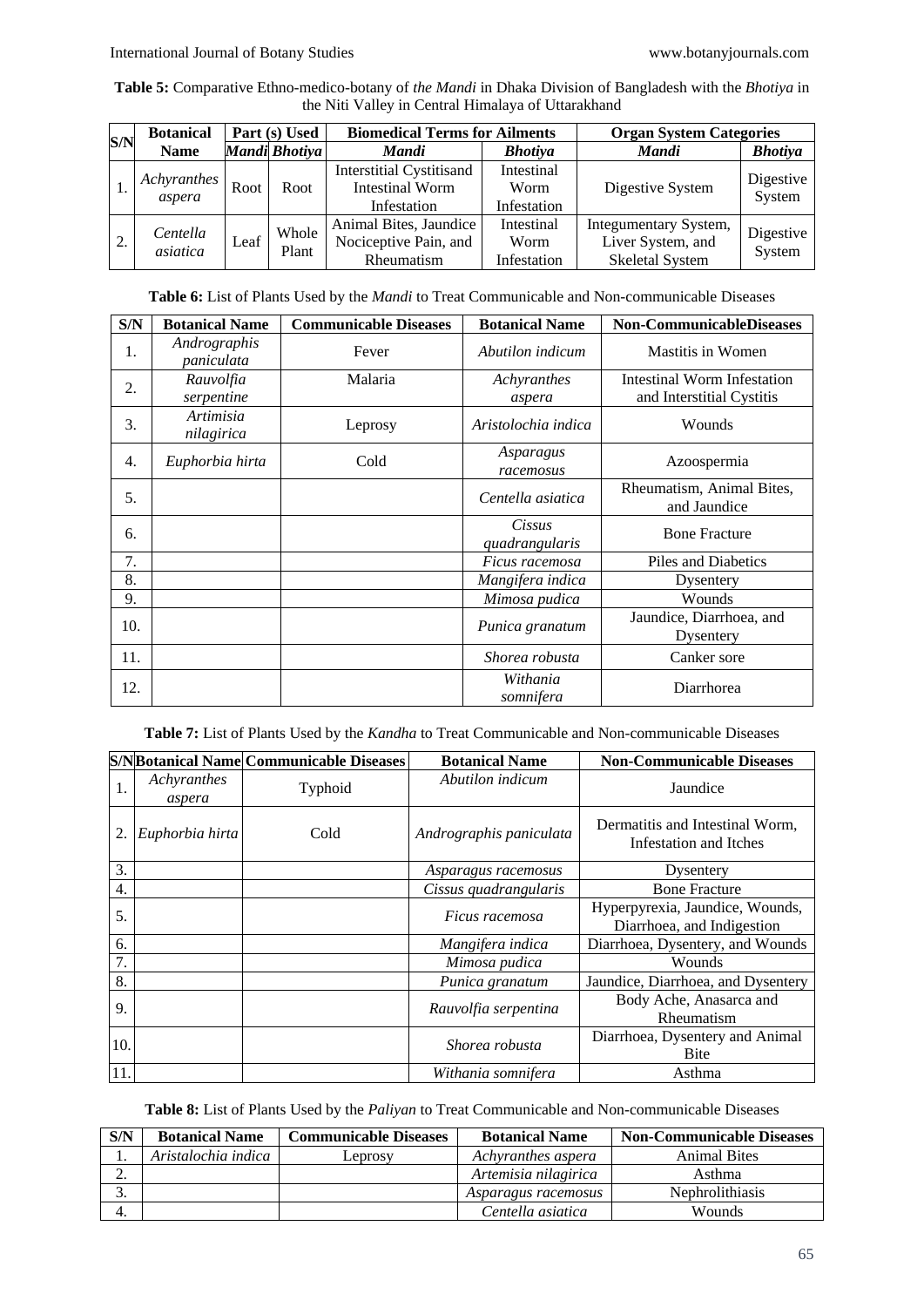**Table 5:** Comparative Ethno-medico-botany of *the Mandi* in Dhaka Division of Bangladesh with the *Bhotiya* in the Niti Valley in Central Himalaya of Uttarakhand

| S/N | Botanical Name | Part (s) Used | | Biomedical Terms for Ailments | | Organ System Categories | |
|---|---|---|---|---|---|---|---|
| | | *Mandi* | *Bhotiya* | *Mandi* | *Bhotiya* | *Mandi* | *Bhotiya* |
| 1. | *Achyranthes aspera* | Root | Root | Interstitial Cystitisand Intestinal Worm Infestation | Intestinal Worm Infestation | Digestive System | Digestive System |
| 2. | *Centella asiatica* | Leaf | Whole Plant | Animal Bites, Jaundice Nociceptive Pain, and Rheumatism | Intestinal Worm Infestation | Integumentary System, Liver System, and Skeletal System | Digestive System |

**Table 6:** List of Plants Used by the *Mandi* to Treat Communicable and Non-communicable Diseases

| S/N | Botanical Name | Communicable Diseases | Botanical Name | Non-CommunicableDiseases |
|---|---|---|---|---|
| 1. | *Andrographis paniculata* | Fever | *Abutilon indicum* | Mastitis in Women |
| 2. | *Rauvolfia serpentine* | Malaria | *Achyranthes aspera* | Intestinal Worm Infestation and Interstitial Cystitis |
| 3. | *Artimisia nilagirica* | Leprosy | *Aristolochia indica* | Wounds |
| 4. | *Euphorbia hirta* | Cold | *Asparagus racemosus* | Azoospermia |
| 5. | | | *Centella asiatica* | Rheumatism, Animal Bites, and Jaundice |
| 6. | | | *Cissus quadrangularis* | Bone Fracture |
| 7. | | | *Ficus racemosa* | Piles and Diabetics |
| 8. | | | *Mangifera indica* | Dysentery |
| 9. | | | *Mimosa pudica* | Wounds |
| 10. | | | *Punica granatum* | Jaundice, Diarrhoea, and Dysentery |
| 11. | | | *Shorea robusta* | Canker sore |
| 12. | | | *Withania somnifera* | Diarrhorea |

**Table 7:** List of Plants Used by the *Kandha* to Treat Communicable and Non-communicable Diseases

| S/N | Botanical Name | Communicable Diseases | Botanical Name | Non-Communicable Diseases |
|---|---|---|---|---|
| 1. | *Achyranthes aspera* | Typhoid | *Abutilon indicum* | Jaundice |
| 2. | *Euphorbia hirta* | Cold | *Andrographis paniculata* | Dermatitis and Intestinal Worm, Infestation and Itches |
| 3. | | | *Asparagus racemosus* | Dysentery |
| 4. | | | *Cissus quadrangularis* | Bone Fracture |
| 5. | | | *Ficus racemosa* | Hyperpyrexia, Jaundice, Wounds, Diarrhoea, and Indigestion |
| 6. | | | *Mangifera indica* | Diarrhoea, Dysentery, and Wounds |
| 7. | | | *Mimosa pudica* | Wounds |
| 8. | | | *Punica granatum* | Jaundice, Diarrhoea, and Dysentery |
| 9. | | | *Rauvolfia serpentina* | Body Ache, Anasarca and Rheumatism |
| 10. | | | *Shorea robusta* | Diarrhoea, Dysentery and Animal Bite |
| 11. | | | *Withania somnifera* | Asthma |

**Table 8:** List of Plants Used by the *Paliyan* to Treat Communicable and Non-communicable Diseases

| S/N | Botanical Name | Communicable Diseases | Botanical Name | Non-Communicable Diseases |
|---|---|---|---|---|
| 1. | *Aristalochia indica* | Leprosy | *Achyranthes aspera* | Animal Bites |
| 2. | | | *Artemisia nilagirica* | Asthma |
| 3. | | | *Asparagus racemosus* | Nephrolithiasis |
| 4. | | | *Centella asiatica* | Wounds |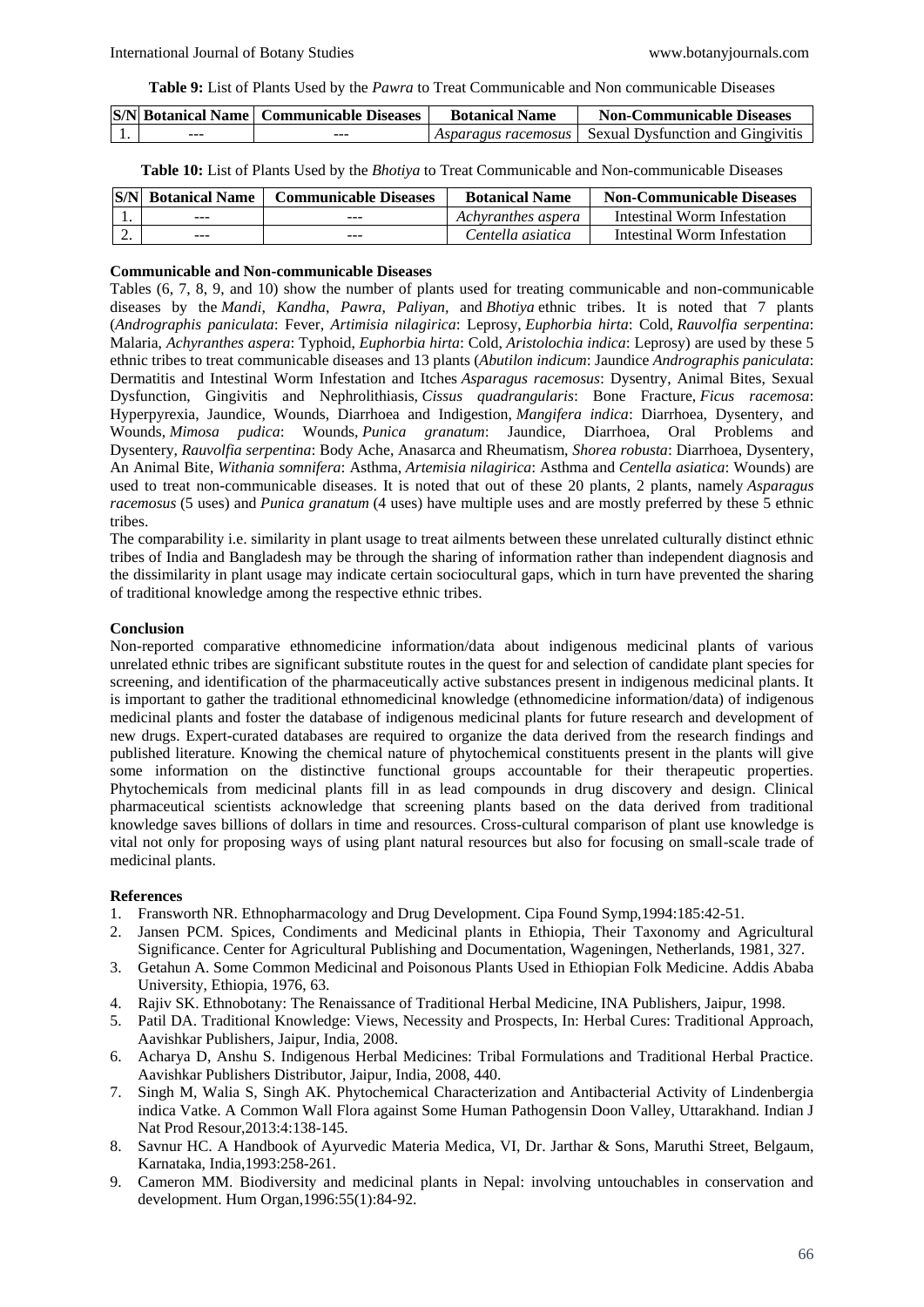**Table 9:** List of Plants Used by the *Pawra* to Treat Communicable and Non communicable Diseases

| S/N | Botanical Name | Communicable Diseases | Botanical Name | Non-Communicable Diseases |
|---|---|---|---|---|
| 1. | --- | --- | *Asparagus racemosus* | Sexual Dysfunction and Gingivitis |

**Table 10:** List of Plants Used by the *Bhotiya* to Treat Communicable and Non-communicable Diseases

| S/N | Botanical Name | Communicable Diseases | Botanical Name | Non-Communicable Diseases |
|---|---|---|---|---|
| 1. | --- | --- | *Achyranthes aspera* | Intestinal Worm Infestation |
| 2. | --- | --- | *Centella asiatica* | Intestinal Worm Infestation |

**Communicable and Non-communicable Diseases**

Tables (6, 7, 8, 9, and 10) show the number of plants used for treating communicable and non-communicable diseases by the *Mandi*, *Kandha*, *Pawra*, *Paliyan*, and *Bhotiya* ethnic tribes. It is noted that 7 plants (*Andrographis paniculata*: Fever, *Artimisia nilagirica*: Leprosy, *Euphorbia hirta*: Cold, *Rauvolfia serpentina*: Malaria, *Achyranthes aspera*: Typhoid, *Euphorbia hirta*: Cold, *Aristolochia indica*: Leprosy) are used by these 5 ethnic tribes to treat communicable diseases and 13 plants (*Abutilon indicum*: Jaundice *Andrographis paniculata*: Dermatitis and Intestinal Worm Infestation and Itches *Asparagus racemosus*: Dysentry, Animal Bites, Sexual Dysfunction, Gingivitis and Nephrolithiasis, *Cissus quadrangularis*: Bone Fracture, *Ficus racemosa*: Hyperpyrexia, Jaundice, Wounds, Diarrhoea and Indigestion, *Mangifera indica*: Diarrhoea, Dysentery, and Wounds, *Mimosa pudica*: Wounds, *Punica granatum*: Jaundice, Diarrhoea, Oral Problems and Dysentery, *Rauvolfia serpentina*: Body Ache, Anasarca and Rheumatism, *Shorea robusta*: Diarrhoea, Dysentery, An Animal Bite, *Withania somnifera*: Asthma, *Artemisia nilagirica*: Asthma and *Centella asiatica*: Wounds) are used to treat non-communicable diseases. It is noted that out of these 20 plants, 2 plants, namely *Asparagus racemosus* (5 uses) and *Punica granatum* (4 uses) have multiple uses and are mostly preferred by these 5 ethnic tribes.

The comparability i.e. similarity in plant usage to treat ailments between these unrelated culturally distinct ethnic tribes of India and Bangladesh may be through the sharing of information rather than independent diagnosis and the dissimilarity in plant usage may indicate certain sociocultural gaps, which in turn have prevented the sharing of traditional knowledge among the respective ethnic tribes.

**Conclusion**

Non-reported comparative ethnomedicine information/data about indigenous medicinal plants of various unrelated ethnic tribes are significant substitute routes in the quest for and selection of candidate plant species for screening, and identification of the pharmaceutically active substances present in indigenous medicinal plants. It is important to gather the traditional ethnomedicinal knowledge (ethnomedicine information/data) of indigenous medicinal plants and foster the database of indigenous medicinal plants for future research and development of new drugs. Expert-curated databases are required to organize the data derived from the research findings and published literature. Knowing the chemical nature of phytochemical constituents present in the plants will give some information on the distinctive functional groups accountable for their therapeutic properties. Phytochemicals from medicinal plants fill in as lead compounds in drug discovery and design. Clinical pharmaceutical scientists acknowledge that screening plants based on the data derived from traditional knowledge saves billions of dollars in time and resources. Cross-cultural comparison of plant use knowledge is vital not only for proposing ways of using plant natural resources but also for focusing on small-scale trade of medicinal plants.

**References**

1. Fransworth NR. Ethnopharmacology and Drug Development. Cipa Found Symp,1994:185:42-51.
2. Jansen PCM. Spices, Condiments and Medicinal plants in Ethiopia, Their Taxonomy and Agricultural Significance. Center for Agricultural Publishing and Documentation, Wageningen, Netherlands, 1981, 327.
3. Getahun A. Some Common Medicinal and Poisonous Plants Used in Ethiopian Folk Medicine. Addis Ababa University, Ethiopia, 1976, 63.
4. Rajiv SK. Ethnobotany: The Renaissance of Traditional Herbal Medicine, INA Publishers, Jaipur, 1998.
5. Patil DA. Traditional Knowledge: Views, Necessity and Prospects, In: Herbal Cures: Traditional Approach, Aavishkar Publishers, Jaipur, India, 2008.
6. Acharya D, Anshu S. Indigenous Herbal Medicines: Tribal Formulations and Traditional Herbal Practice. Aavishkar Publishers Distributor, Jaipur, India, 2008, 440.
7. Singh M, Walia S, Singh AK. Phytochemical Characterization and Antibacterial Activity of Lindenbergia indica Vatke. A Common Wall Flora against Some Human Pathogensin Doon Valley, Uttarakhand. Indian J Nat Prod Resour,2013:4:138-145.
8. Savnur HC. A Handbook of Ayurvedic Materia Medica, VI, Dr. Jarthar & Sons, Maruthi Street, Belgaum, Karnataka, India,1993:258-261.
9. Cameron MM. Biodiversity and medicinal plants in Nepal: involving untouchables in conservation and development. Hum Organ,1996:55(1):84-92.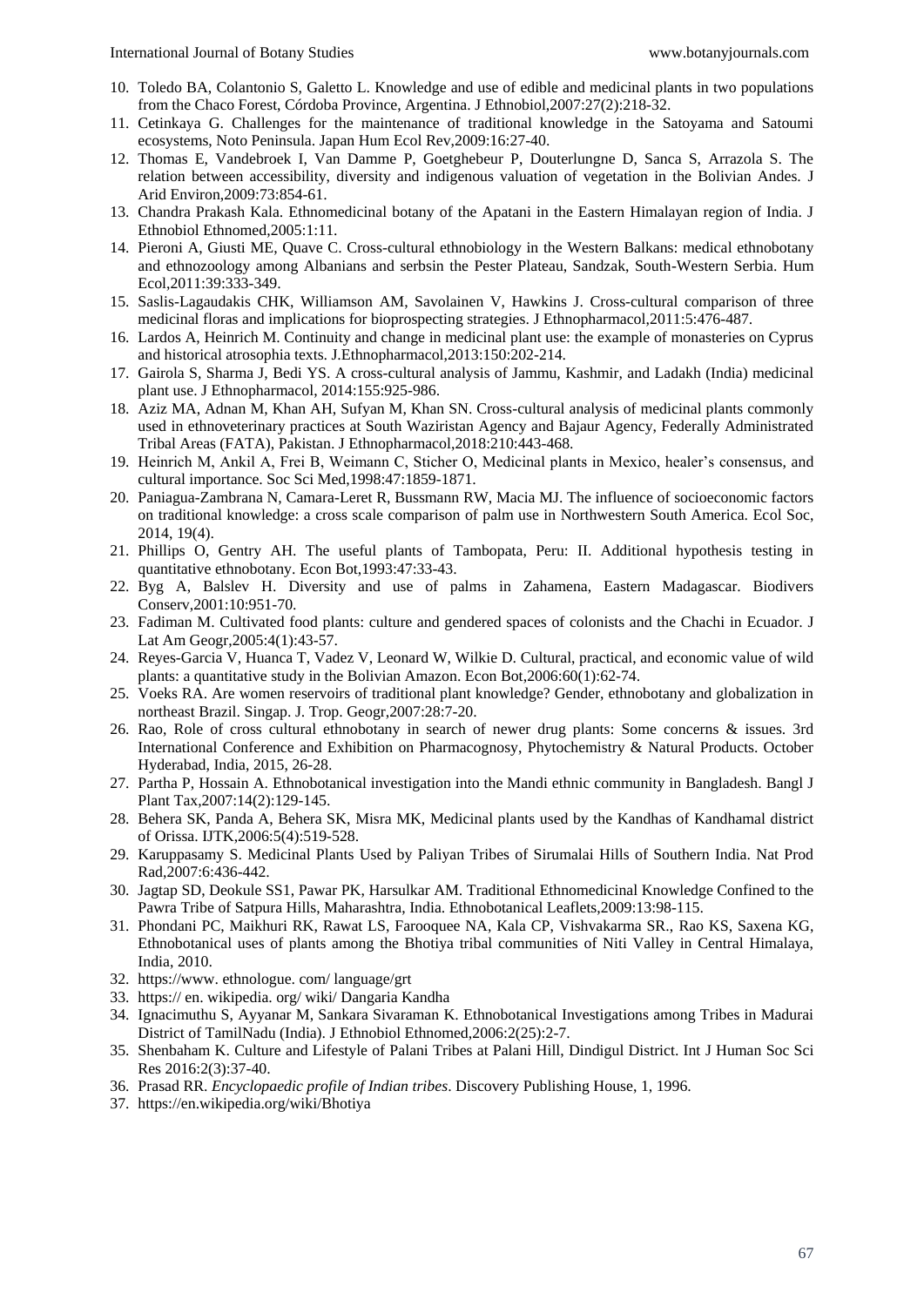10. Toledo BA, Colantonio S, Galetto L. Knowledge and use of edible and medicinal plants in two populations from the Chaco Forest, Córdoba Province, Argentina. J Ethnobiol,2007:27(2):218-32.
11. Cetinkaya G. Challenges for the maintenance of traditional knowledge in the Satoyama and Satoumi ecosystems, Noto Peninsula. Japan Hum Ecol Rev,2009:16:27-40.
12. Thomas E, Vandebroek I, Van Damme P, Goetghebeur P, Douterlungne D, Sanca S, Arrazola S. The relation between accessibility, diversity and indigenous valuation of vegetation in the Bolivian Andes. J Arid Environ,2009:73:854-61.
13. Chandra Prakash Kala. Ethnomedicinal botany of the Apatani in the Eastern Himalayan region of India. J Ethnobiol Ethnomed,2005:1:11.
14. Pieroni A, Giusti ME, Quave C. Cross-cultural ethnobiology in the Western Balkans: medical ethnobotany and ethnozoology among Albanians and serbsin the Pester Plateau, Sandzak, South-Western Serbia. Hum Ecol,2011:39:333-349.
15. Saslis-Lagaudakis CHK, Williamson AM, Savolainen V, Hawkins J. Cross-cultural comparison of three medicinal floras and implications for bioprospecting strategies. J Ethnopharmacol,2011:5:476-487.
16. Lardos A, Heinrich M. Continuity and change in medicinal plant use: the example of monasteries on Cyprus and historical atrosophia texts. J.Ethnopharmacol,2013:150:202-214.
17. Gairola S, Sharma J, Bedi YS. A cross-cultural analysis of Jammu, Kashmir, and Ladakh (India) medicinal plant use. J Ethnopharmacol, 2014:155:925-986.
18. Aziz MA, Adnan M, Khan AH, Sufyan M, Khan SN. Cross-cultural analysis of medicinal plants commonly used in ethnoveterinary practices at South Waziristan Agency and Bajaur Agency, Federally Administrated Tribal Areas (FATA), Pakistan. J Ethnopharmacol,2018:210:443-468.
19. Heinrich M, Ankil A, Frei B, Weimann C, Sticher O, Medicinal plants in Mexico, healer's consensus, and cultural importance. Soc Sci Med,1998:47:1859-1871.
20. Paniagua-Zambrana N, Camara-Leret R, Bussmann RW, Macia MJ. The influence of socioeconomic factors on traditional knowledge: a cross scale comparison of palm use in Northwestern South America. Ecol Soc, 2014, 19(4).
21. Phillips O, Gentry AH. The useful plants of Tambopata, Peru: II. Additional hypothesis testing in quantitative ethnobotany. Econ Bot,1993:47:33-43.
22. Byg A, Balslev H. Diversity and use of palms in Zahamena, Eastern Madagascar. Biodivers Conserv,2001:10:951-70.
23. Fadiman M. Cultivated food plants: culture and gendered spaces of colonists and the Chachi in Ecuador. J Lat Am Geogr,2005:4(1):43-57.
24. Reyes-Garcia V, Huanca T, Vadez V, Leonard W, Wilkie D. Cultural, practical, and economic value of wild plants: a quantitative study in the Bolivian Amazon. Econ Bot,2006:60(1):62-74.
25. Voeks RA. Are women reservoirs of traditional plant knowledge? Gender, ethnobotany and globalization in northeast Brazil. Singap. J. Trop. Geogr,2007:28:7-20.
26. Rao, Role of cross cultural ethnobotany in search of newer drug plants: Some concerns & issues. 3rd International Conference and Exhibition on Pharmacognosy, Phytochemistry & Natural Products. October Hyderabad, India, 2015, 26-28.
27. Partha P, Hossain A. Ethnobotanical investigation into the Mandi ethnic community in Bangladesh. Bangl J Plant Tax,2007:14(2):129-145.
28. Behera SK, Panda A, Behera SK, Misra MK, Medicinal plants used by the Kandhas of Kandhamal district of Orissa. IJTK,2006:5(4):519-528.
29. Karuppasamy S. Medicinal Plants Used by Paliyan Tribes of Sirumalai Hills of Southern India. Nat Prod Rad,2007:6:436-442.
30. Jagtap SD, Deokule SS1, Pawar PK, Harsulkar AM. Traditional Ethnomedicinal Knowledge Confined to the Pawra Tribe of Satpura Hills, Maharashtra, India. Ethnobotanical Leaflets,2009:13:98-115.
31. Phondani PC, Maikhuri RK, Rawat LS, Farooquee NA, Kala CP, Vishvakarma SR., Rao KS, Saxena KG, Ethnobotanical uses of plants among the Bhotiya tribal communities of Niti Valley in Central Himalaya, India, 2010.
32. https://www. ethnologue. com/ language/grt
33. https:// en. wikipedia. org/ wiki/ Dangaria Kandha
34. Ignacimuthu S, Ayyanar M, Sankara Sivaraman K. Ethnobotanical Investigations among Tribes in Madurai District of TamilNadu (India). J Ethnobiol Ethnomed,2006:2(25):2-7.
35. Shenbaham K. Culture and Lifestyle of Palani Tribes at Palani Hill, Dindigul District. Int J Human Soc Sci Res 2016:2(3):37-40.
36. Prasad RR. *Encyclopaedic profile of Indian tribes*. Discovery Publishing House, 1, 1996.
37. https://en.wikipedia.org/wiki/Bhotiya